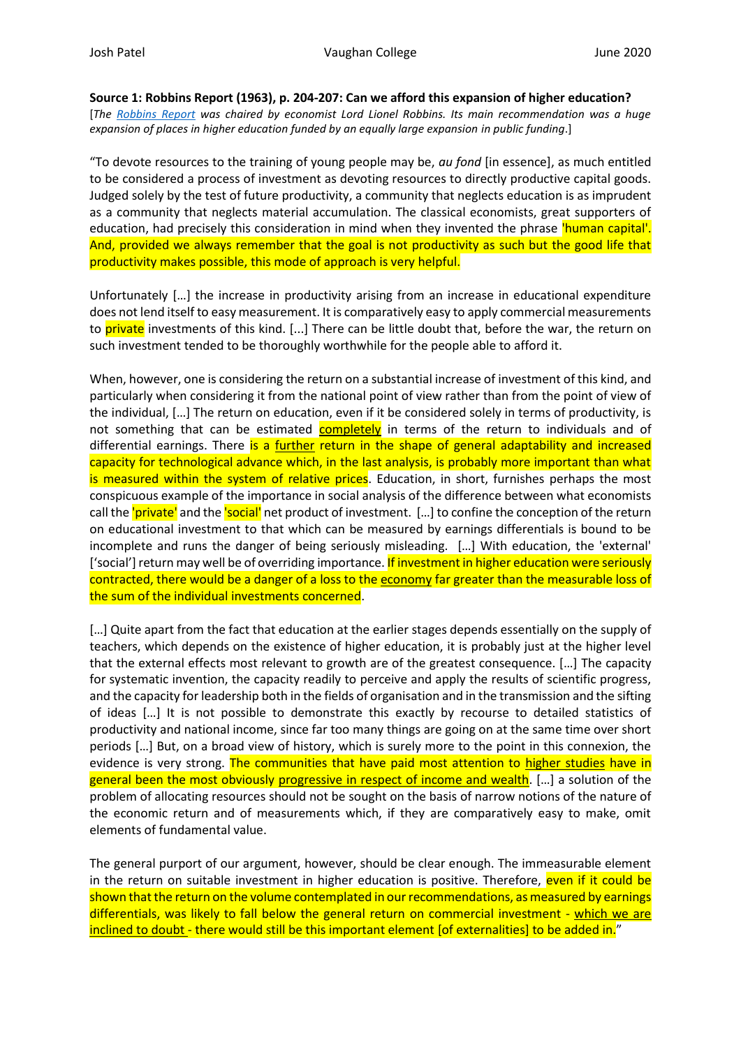**Source 1: Robbins Report (1963), p. 204-207: Can we afford this expansion of higher education?**

[*The Robbins Report was chaired by economist Lord Lionel Robbins. Its main recommendation was a huge expansion of places in higher education funded by an equally large expansion in public funding*.]

"To devote resources to the training of young people may be, *au fond* [in essence], as much entitled to be considered a process of investment as devoting resources to directly productive capital goods. Judged solely by the test of future productivity, a community that neglects education is as imprudent as a community that neglects material accumulation. The classical economists, great supporters of education, had precisely this consideration in mind when they invented the phrase 'human capital'. And, provided we always remember that the goal is not productivity as such but the good life that productivity makes possible, this mode of approach is very helpful.

Unfortunately […] the increase in productivity arising from an increase in educational expenditure does not lend itself to easy measurement. It is comparatively easy to apply commercial measurements to private investments of this kind. [...] There can be little doubt that, before the war, the return on such investment tended to be thoroughly worthwhile for the people able to afford it.

When, however, one is considering the return on a substantial increase of investment of this kind, and particularly when considering it from the national point of view rather than from the point of view of the individual, […] The return on education, even if it be considered solely in terms of productivity, is not something that can be estimated completely in terms of the return to individuals and of differential earnings. There is a further return in the shape of general adaptability and increased capacity for technological advance which, in the last analysis, is probably more important than what is measured within the system of relative prices. Education, in short, furnishes perhaps the most conspicuous example of the importance in social analysis of the difference between what economists call the 'private' and the 'social' net product of investment. […] to confine the conception of the return on educational investment to that which can be measured by earnings differentials is bound to be incomplete and runs the danger of being seriously misleading. […] With education, the 'external' ['social'] return may well be of overriding importance. If investment in higher education were seriously contracted, there would be a danger of a loss to the economy far greater than the measurable loss of the sum of the individual investments concerned.

[…] Quite apart from the fact that education at the earlier stages depends essentially on the supply of teachers, which depends on the existence of higher education, it is probably just at the higher level that the external effects most relevant to growth are of the greatest consequence. […] The capacity for systematic invention, the capacity readily to perceive and apply the results of scientific progress, and the capacity for leadership both in the fields of organisation and in the transmission and the sifting of ideas […] It is not possible to demonstrate this exactly by recourse to detailed statistics of productivity and national income, since far too many things are going on at the same time over short periods […] But, on a broad view of history, which is surely more to the point in this connexion, the evidence is very strong. The communities that have paid most attention to higher studies have in general been the most obviously progressive in respect of income and wealth. […] a solution of the problem of allocating resources should not be sought on the basis of narrow notions of the nature of the economic return and of measurements which, if they are comparatively easy to make, omit elements of fundamental value.

The general purport of our argument, however, should be clear enough. The immeasurable element in the return on suitable investment in higher education is positive. Therefore, even if it could be shown that the return on the volume contemplated in our recommendations, as measured by earnings differentials, was likely to fall below the general return on commercial investment - which we are inclined to doubt - there would still be this important element [of externalities] to be added in."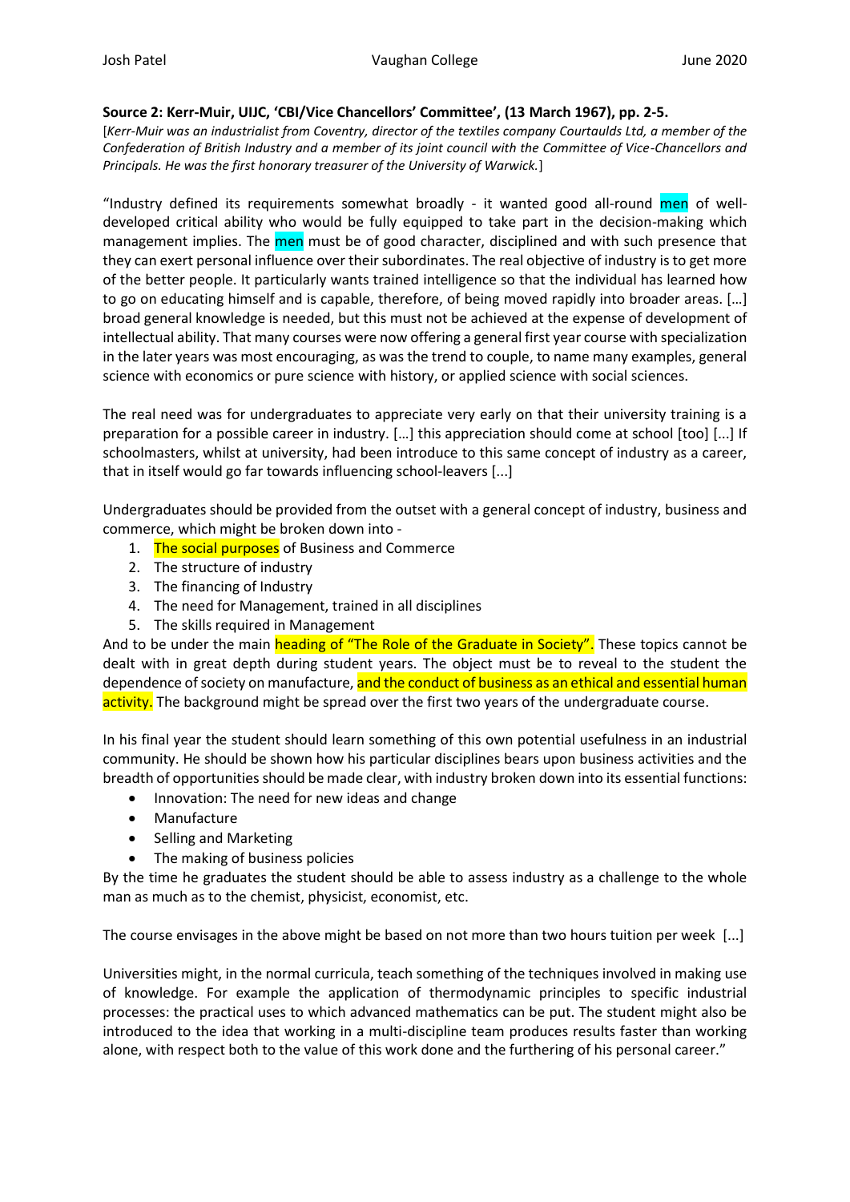**Source 2: Kerr-Muir, UIJC, 'CBI/Vice Chancellors' Committee', (13 March 1967), pp. 2-5.**

[*Kerr-Muir was an industrialist from Coventry, director of the textiles company Courtaulds Ltd, a member of the Confederation of British Industry and a member of its joint council with the Committee of Vice-Chancellors and Principals. He was the first honorary treasurer of the University of Warwick.*]

"Industry defined its requirements somewhat broadly - it wanted good all-round men of well-developed critical ability who would be fully equipped to take part in the decision-making which management implies. The men must be of good character, disciplined and with such presence that they can exert personal influence over their subordinates. The real objective of industry is to get more of the better people. It particularly wants trained intelligence so that the individual has learned how to go on educating himself and is capable, therefore, of being moved rapidly into broader areas. […] broad general knowledge is needed, but this must not be achieved at the expense of development of intellectual ability. That many courses were now offering a general first year course with specialization in the later years was most encouraging, as was the trend to couple, to name many examples, general science with economics or pure science with history, or applied science with social sciences.

The real need was for undergraduates to appreciate very early on that their university training is a preparation for a possible career in industry. […] this appreciation should come at school [too] [...] If schoolmasters, whilst at university, had been introduce to this same concept of industry as a career, that in itself would go far towards influencing school-leavers [...]

Undergraduates should be provided from the outset with a general concept of industry, business and commerce, which might be broken down into -

1. The social purposes of Business and Commerce
2. The structure of industry
3. The financing of Industry
4. The need for Management, trained in all disciplines
5. The skills required in Management

And to be under the main heading of "The Role of the Graduate in Society". These topics cannot be dealt with in great depth during student years. The object must be to reveal to the student the dependence of society on manufacture, and the conduct of business as an ethical and essential human activity. The background might be spread over the first two years of the undergraduate course.

In his final year the student should learn something of this own potential usefulness in an industrial community. He should be shown how his particular disciplines bears upon business activities and the breadth of opportunities should be made clear, with industry broken down into its essential functions:

- Innovation: The need for new ideas and change
- Manufacture
- Selling and Marketing
- The making of business policies

By the time he graduates the student should be able to assess industry as a challenge to the whole man as much as to the chemist, physicist, economist, etc.

The course envisages in the above might be based on not more than two hours tuition per week [...]

Universities might, in the normal curricula, teach something of the techniques involved in making use of knowledge. For example the application of thermodynamic principles to specific industrial processes: the practical uses to which advanced mathematics can be put. The student might also be introduced to the idea that working in a multi-discipline team produces results faster than working alone, with respect both to the value of this work done and the furthering of his personal career."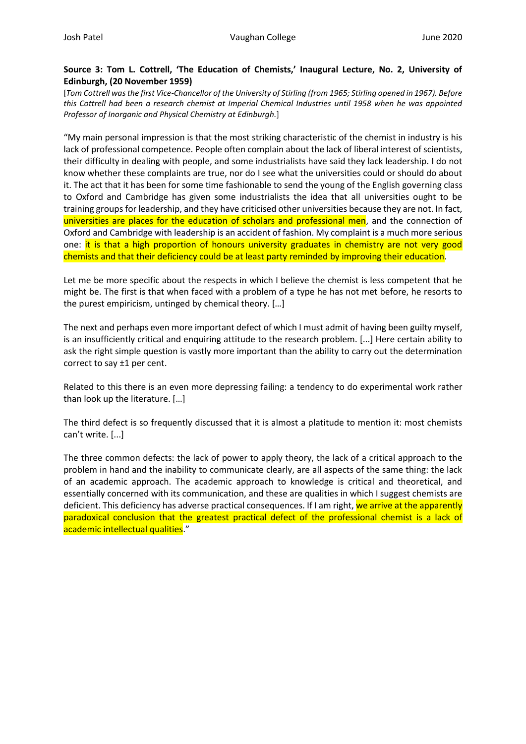**Source 3: Tom L. Cottrell, 'The Education of Chemists,' Inaugural Lecture, No. 2, University of Edinburgh, (20 November 1959)**

[*Tom Cottrell was the first Vice-Chancellor of the University of Stirling (from 1965; Stirling opened in 1967). Before this Cottrell had been a research chemist at Imperial Chemical Industries until 1958 when he was appointed Professor of Inorganic and Physical Chemistry at Edinburgh.*]

"My main personal impression is that the most striking characteristic of the chemist in industry is his lack of professional competence. People often complain about the lack of liberal interest of scientists, their difficulty in dealing with people, and some industrialists have said they lack leadership. I do not know whether these complaints are true, nor do I see what the universities could or should do about it. The act that it has been for some time fashionable to send the young of the English governing class to Oxford and Cambridge has given some industrialists the idea that all universities ought to be training groups for leadership, and they have criticised other universities because they are not. In fact, universities are places for the education of scholars and professional men, and the connection of Oxford and Cambridge with leadership is an accident of fashion. My complaint is a much more serious one: it is that a high proportion of honours university graduates in chemistry are not very good chemists and that their deficiency could be at least party reminded by improving their education.

Let me be more specific about the respects in which I believe the chemist is less competent that he might be. The first is that when faced with a problem of a type he has not met before, he resorts to the purest empiricism, untinged by chemical theory. […]

The next and perhaps even more important defect of which I must admit of having been guilty myself, is an insufficiently critical and enquiring attitude to the research problem. [...] Here certain ability to ask the right simple question is vastly more important than the ability to carry out the determination correct to say ±1 per cent.

Related to this there is an even more depressing failing: a tendency to do experimental work rather than look up the literature. […]

The third defect is so frequently discussed that it is almost a platitude to mention it: most chemists can't write. [...]

The three common defects: the lack of power to apply theory, the lack of a critical approach to the problem in hand and the inability to communicate clearly, are all aspects of the same thing: the lack of an academic approach. The academic approach to knowledge is critical and theoretical, and essentially concerned with its communication, and these are qualities in which I suggest chemists are deficient. This deficiency has adverse practical consequences. If I am right, we arrive at the apparently paradoxical conclusion that the greatest practical defect of the professional chemist is a lack of academic intellectual qualities."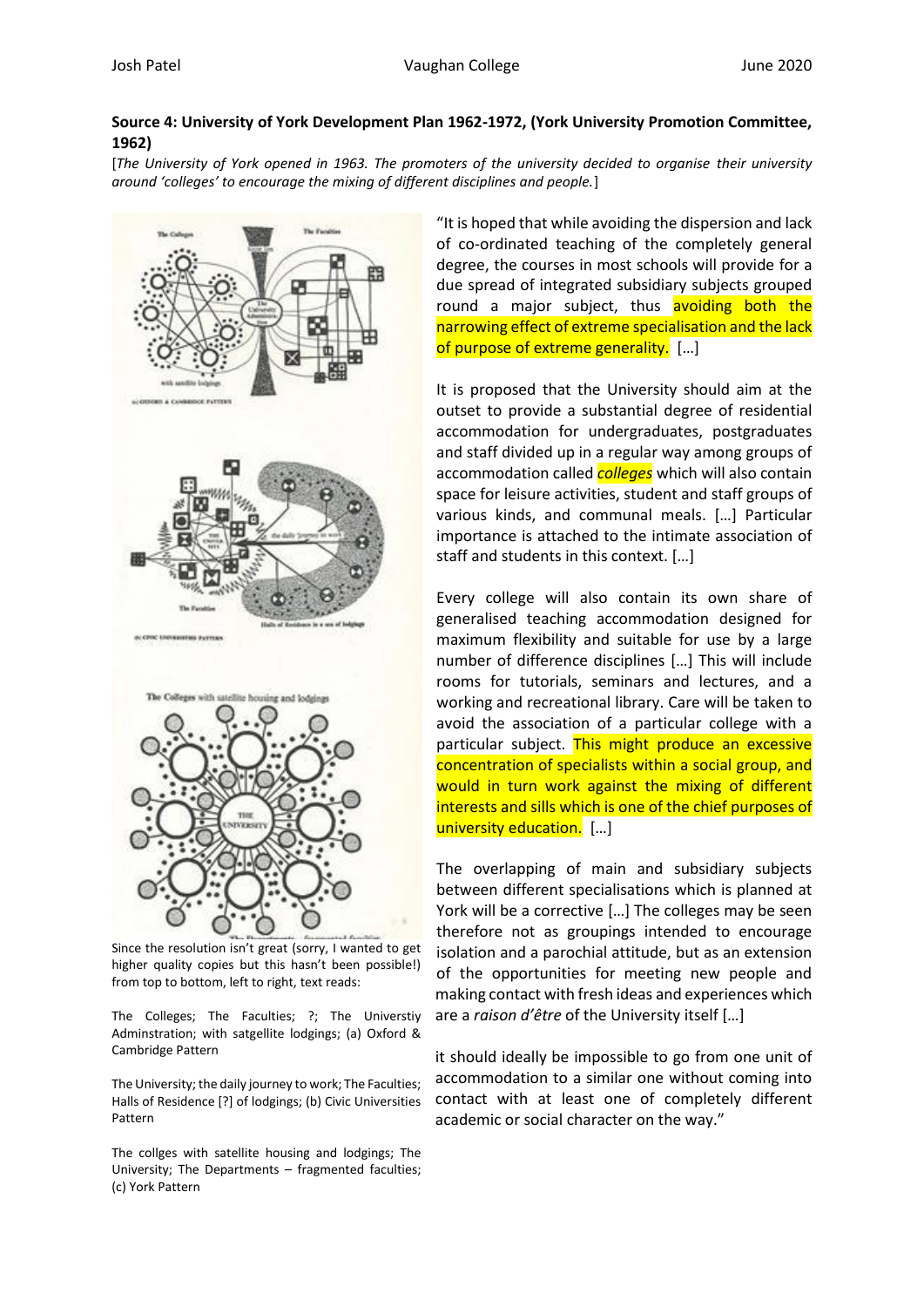**Source 4: University of York Development Plan 1962-1972, (York University Promotion Committee, 1962)**

[*The University of York opened in 1963. The promoters of the university decided to organise their university around 'colleges' to encourage the mixing of different disciplines and people.*]

Since the resolution isn't great (sorry, I wanted to get higher quality copies but this hasn't been possible!) from top to bottom, left to right, text reads:

The Colleges; The Faculties; ?; The Universtiy Adminstration; with satgellite lodgings; (a) Oxford & Cambridge Pattern

The University; the daily journey to work; The Faculties; Halls of Residence [?] of lodgings; (b) Civic Universities Pattern

The collges with satellite housing and lodgings; The University; The Departments – fragmented faculties; (c) York Pattern

"It is hoped that while avoiding the dispersion and lack of co-ordinated teaching of the completely general degree, the courses in most schools will provide for a due spread of integrated subsidiary subjects grouped round a major subject, thus avoiding both the narrowing effect of extreme specialisation and the lack of purpose of extreme generality. […]

It is proposed that the University should aim at the outset to provide a substantial degree of residential accommodation for undergraduates, postgraduates and staff divided up in a regular way among groups of accommodation called ***colleges*** which will also contain space for leisure activities, student and staff groups of various kinds, and communal meals. […] Particular importance is attached to the intimate association of staff and students in this context. […]

Every college will also contain its own share of generalised teaching accommodation designed for maximum flexibility and suitable for use by a large number of difference disciplines […] This will include rooms for tutorials, seminars and lectures, and a working and recreational library. Care will be taken to avoid the association of a particular college with a particular subject. This might produce an excessive concentration of specialists within a social group, and would in turn work against the mixing of different interests and sills which is one of the chief purposes of university education. […]

The overlapping of main and subsidiary subjects between different specialisations which is planned at York will be a corrective […] The colleges may be seen therefore not as groupings intended to encourage isolation and a parochial attitude, but as an extension of the opportunities for meeting new people and making contact with fresh ideas and experiences which are a *raison d'être* of the University itself […]

it should ideally be impossible to go from one unit of accommodation to a similar one without coming into contact with at least one of completely different academic or social character on the way."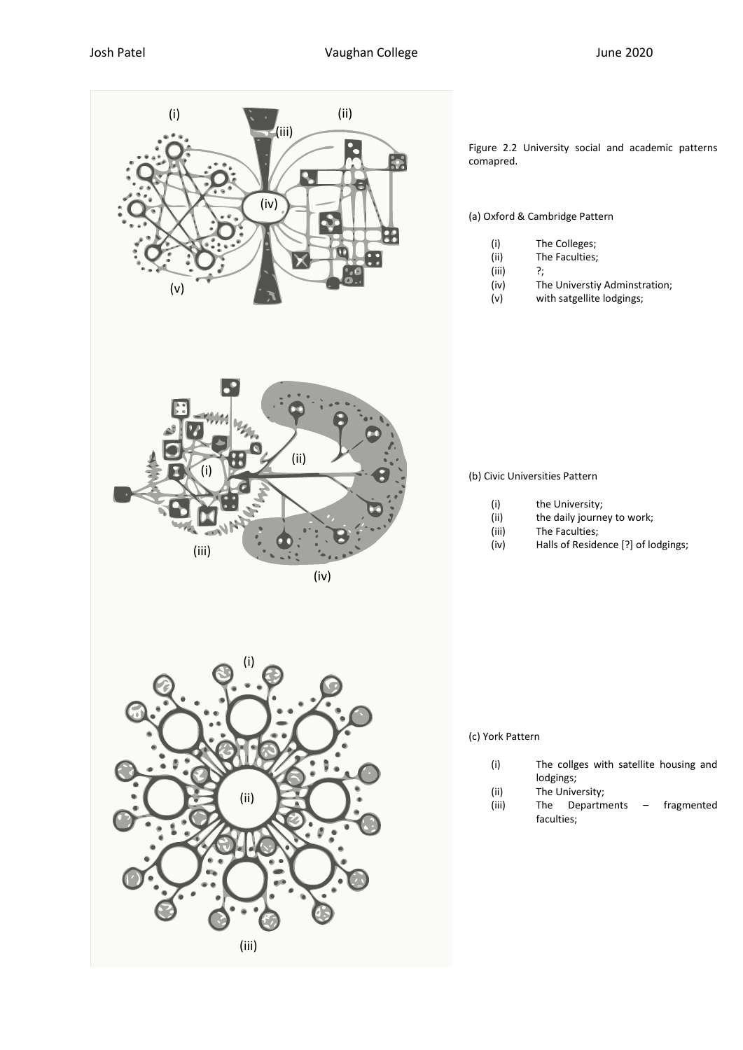Figure 2.2 University social and academic patterns comapred.

(a) Oxford & Cambridge Pattern

- (i) The Colleges;
- (ii) The Faculties;
- (iii) ?;
- (iv) The Universtiy Adminstration;
- (v) with satgellite lodgings;

(b) Civic Universities Pattern

- (i) the University;
- (ii) the daily journey to work;
- (iii) The Faculties;
- (iv) Halls of Residence [?] of lodgings;

(c) York Pattern

- (i) The collges with satellite housing and lodgings;
- (ii) The University;
- (iii) The Departments – fragmented faculties;